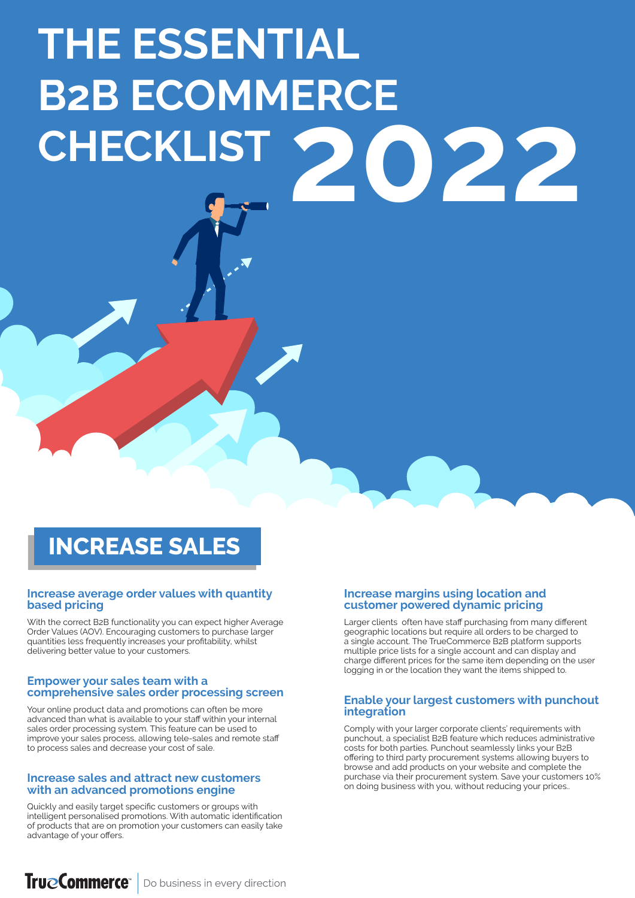# THE ESSENTIAL B2B ECOMMERCE CHECKLIST 2022

## INCREASE SALES

### Increase average order values with quantity based pricing

With the correct B2B functionality you can expect higher Average Order Values (AOV). Encouraging customers to purchase larger quantities less frequently increases your profitability, whilst delivering better value to your customers.

### Empower your sales team with a comprehensive sales order processing screen

Your online product data and promotions can often be more advanced than what is available to your staff within your internal sales order processing system. This feature can be used to improve your sales process, allowing tele-sales and remote staff to process sales and decrease your cost of sale.

### Increase sales and attract new customers with an advanced promotions engine

Quickly and easily target specific customers or groups with intelligent personalised promotions. With automatic identification of products that are on promotion your customers can easily take advantage of your offers.

### Increase margins using location and customer powered dynamic pricing

Larger clients often have staff purchasing from many different geographic locations but require all orders to be charged to a single account. The TrueCommerce B2B platform supports multiple price lists for a single account and can display and charge different prices for the same item depending on the user logging in or the location they want the items shipped to.

### Enable your largest customers with punchout integration

Comply with your larger corporate clients' requirements with punchout, a specialist B2B feature which reduces administrative costs for both parties. Punchout seamlessly links your B2B offering to third party procurement systems allowing buyers to browse and add products on your website and complete the purchase via their procurement system. Save your customers 10% on doing business with you, without reducing your prices..

TrueCommerce | Do business in every direction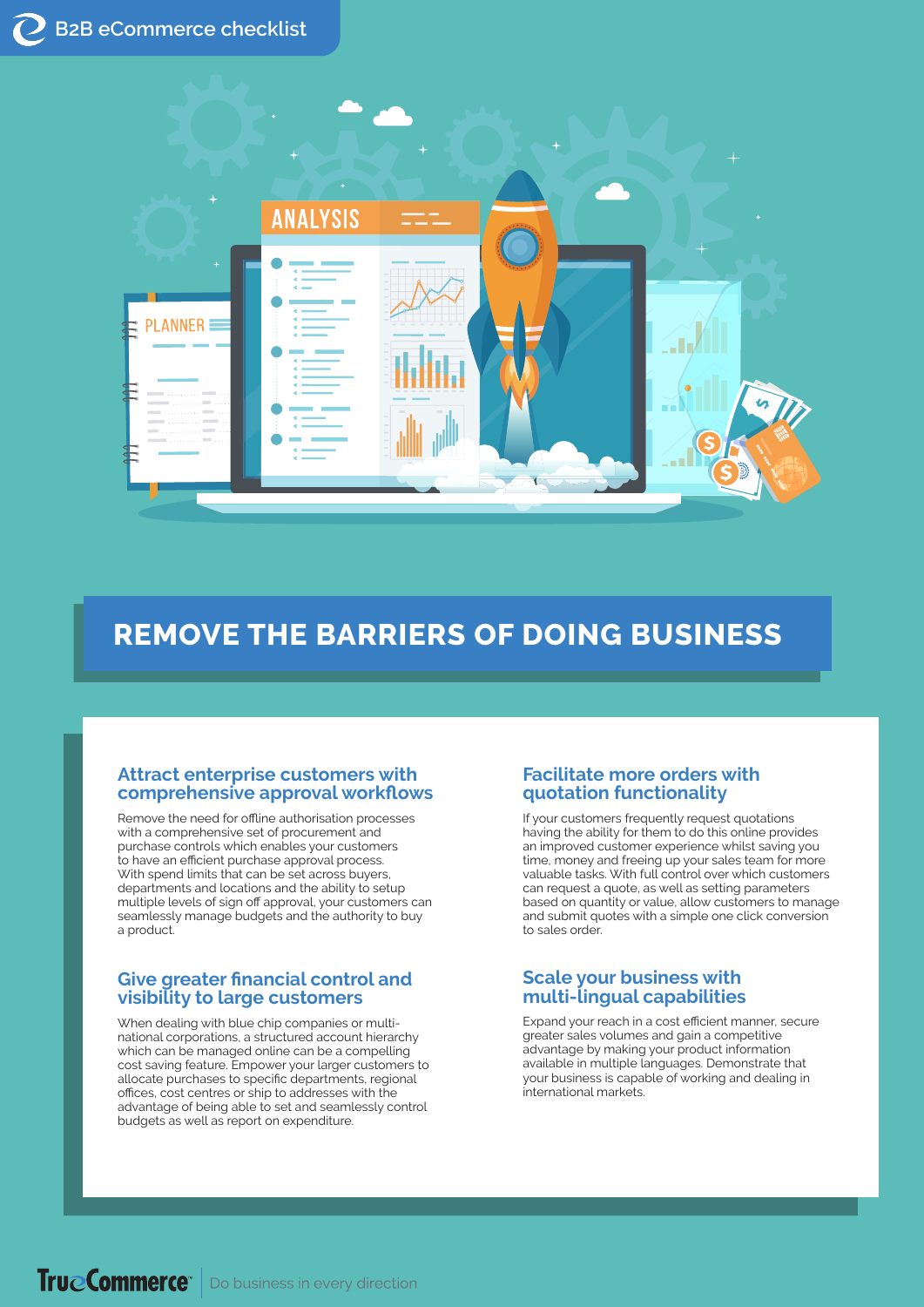# REMOVE THE BARRIERS OF DOING BUSINESS

## Attract enterprise customers with comprehensive approval workflows

Remove the need for offline authorisation processes with a comprehensive set of procurement and purchase controls which enables your customers to have an efficient purchase approval process. With spend limits that can be set across buyers, departments and locations and the ability to setup multiple levels of sign off approval, your customers can seamlessly manage budgets and the authority to buy a product.

## Give greater financial control and visibility to large customers

When dealing with blue chip companies or multi-national corporations, a structured account hierarchy which can be managed online can be a compelling cost saving feature. Empower your larger customers to allocate purchases to specific departments, regional offices, cost centres or ship to addresses with the advantage of being able to set and seamlessly control budgets as well as report on expenditure.

## Facilitate more orders with quotation functionality

If your customers frequently request quotations having the ability for them to do this online provides an improved customer experience whilst saving you time, money and freeing up your sales team for more valuable tasks. With full control over which customers can request a quote, as well as setting parameters based on quantity or value, allow customers to manage and submit quotes with a simple one click conversion to sales order.

## Scale your business with multi-lingual capabilities

Expand your reach in a cost efficient manner, secure greater sales volumes and gain a competitive advantage by making your product information available in multiple languages. Demonstrate that your business is capable of working and dealing in international markets.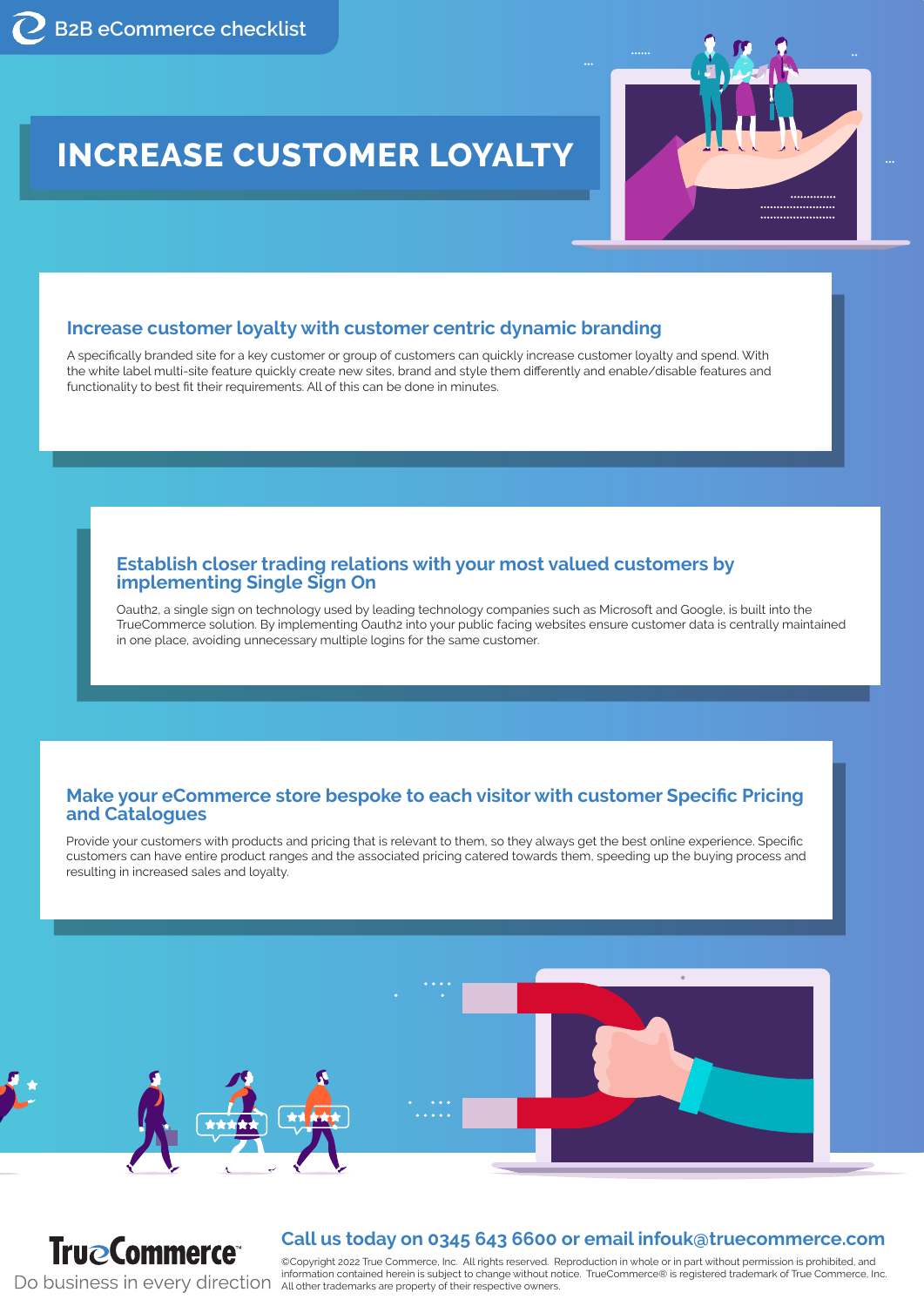B2B eCommerce checklist

# INCREASE CUSTOMER LOYALTY

## Increase customer loyalty with customer centric dynamic branding

A specifically branded site for a key customer or group of customers can quickly increase customer loyalty and spend. With the white label multi-site feature quickly create new sites, brand and style them differently and enable/disable features and functionality to best fit their requirements. All of this can be done in minutes.

## Establish closer trading relations with your most valued customers by implementing Single Sign On

Oauth2, a single sign on technology used by leading technology companies such as Microsoft and Google, is built into the TrueCommerce solution. By implementing Oauth2 into your public facing websites ensure customer data is centrally maintained in one place, avoiding unnecessary multiple logins for the same customer.

## Make your eCommerce store bespoke to each visitor with customer Specific Pricing and Catalogues

Provide your customers with products and pricing that is relevant to them, so they always get the best online experience. Specific customers can have entire product ranges and the associated pricing catered towards them, speeding up the buying process and resulting in increased sales and loyalty.

TrueCommerce
Do business in every direction

**Call us today on 0345 643 6600 or email infouk@truecommerce.com**

©Copyright 2022 True Commerce, Inc. All rights reserved. Reproduction in whole or in part without permission is prohibited, and information contained herein is subject to change without notice. TrueCommerce® is registered trademark of True Commerce, Inc. All other trademarks are property of their respective owners.